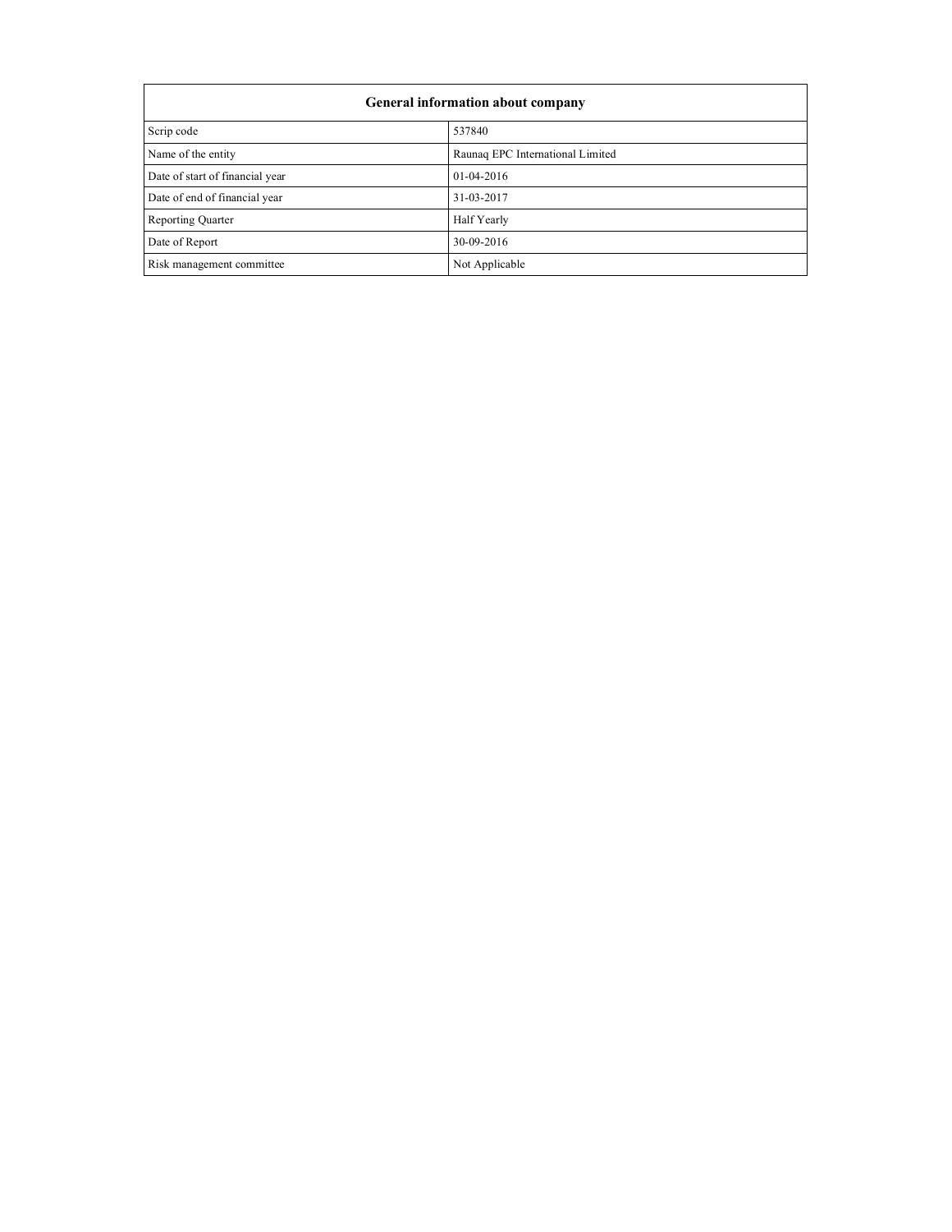| General information about company | |
|---|---|
| Scrip code | 537840 |
| Name of the entity | Raunaq EPC International Limited |
| Date of start of financial year | 01-04-2016 |
| Date of end of financial year | 31-03-2017 |
| Reporting Quarter | Half Yearly |
| Date of Report | 30-09-2016 |
| Risk management committee | Not Applicable |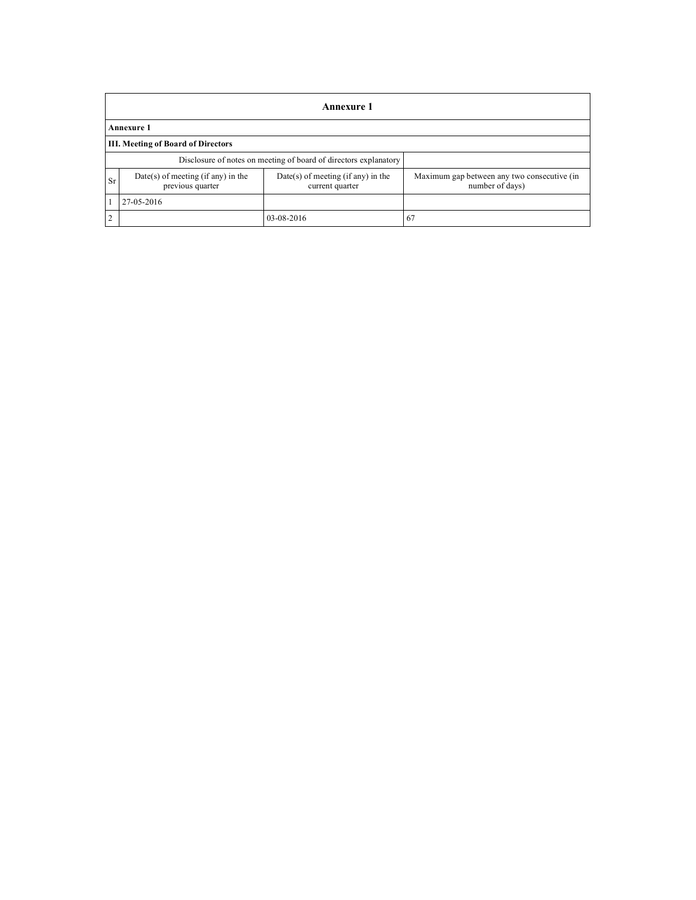## Annexure 1

**Annexure 1**

**III. Meeting of Board of Directors**

| Disclosure of notes on meeting of board of directors explanatory | | | |
|---|---|---|---|
| Sr | Date(s) of meeting (if any) in the previous quarter | Date(s) of meeting (if any) in the current quarter | Maximum gap between any two consecutive (in number of days) |
| 1 | 27-05-2016 | | |
| 2 | | 03-08-2016 | 67 |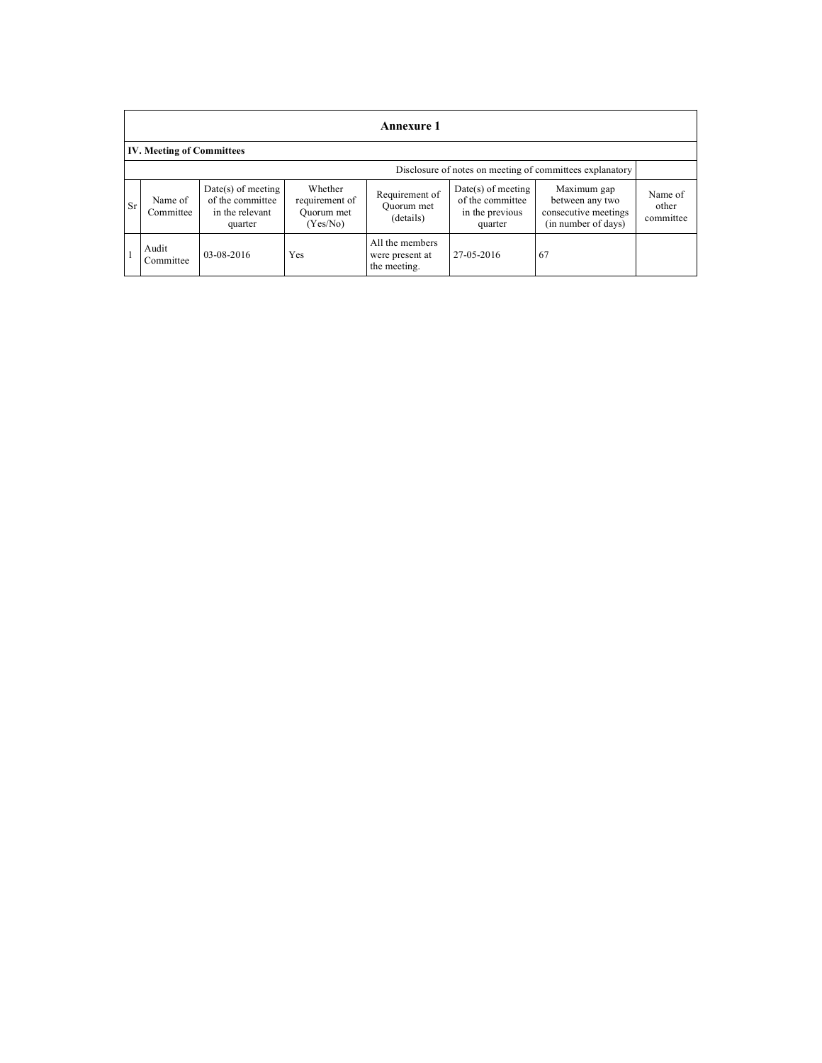# Annexure 1

## IV. Meeting of Committees

Disclosure of notes on meeting of committees explanatory

| Sr | Name of Committee | Date(s) of meeting of the committee in the relevant quarter | Whether requirement of Quorum met (Yes/No) | Requirement of Quorum met (details) | Date(s) of meeting of the committee in the previous quarter | Maximum gap between any two consecutive meetings (in number of days) | Name of other committee |
|---|---|---|---|---|---|---|---|
| 1 | Audit Committee | 03-08-2016 | Yes | All the members were present at the meeting. | 27-05-2016 | 67 | |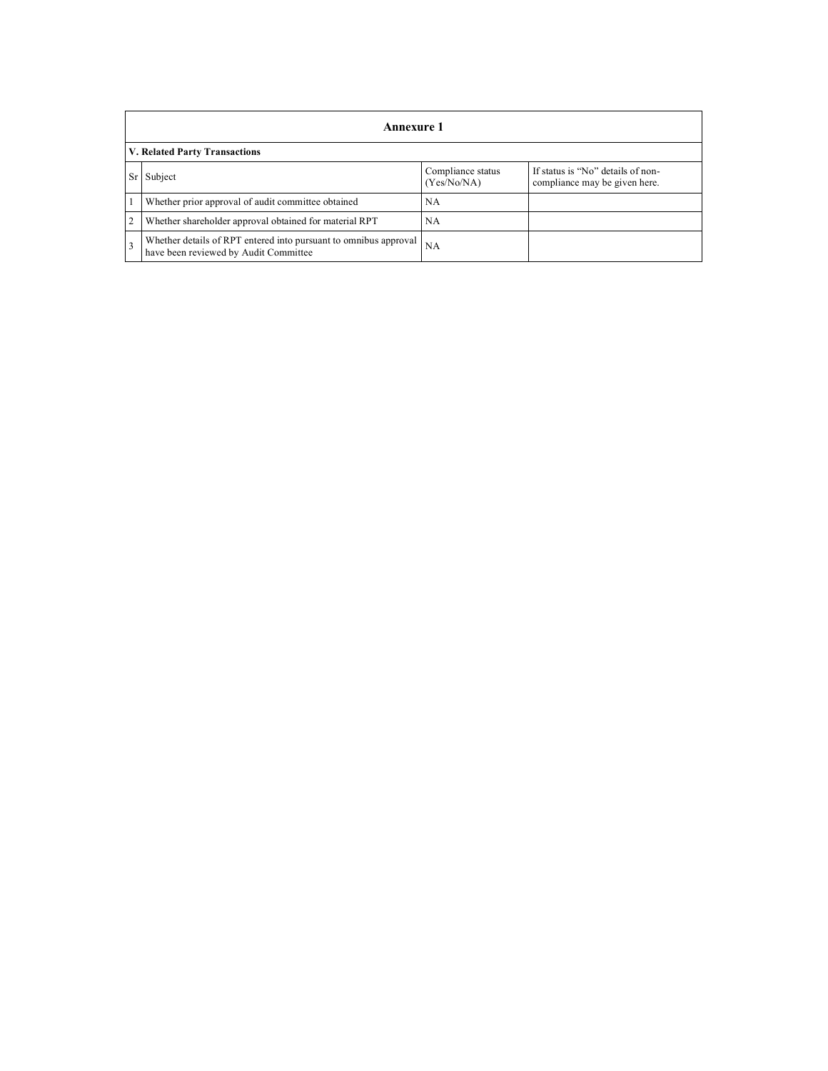## Annexure 1

**V. Related Party Transactions**

| Sr | Subject | Compliance status (Yes/No/NA) | If status is "No" details of non-compliance may be given here. |
|---|---|---|---|
| 1 | Whether prior approval of audit committee obtained | NA | |
| 2 | Whether shareholder approval obtained for material RPT | NA | |
| 3 | Whether details of RPT entered into pursuant to omnibus approval have been reviewed by Audit Committee | NA | |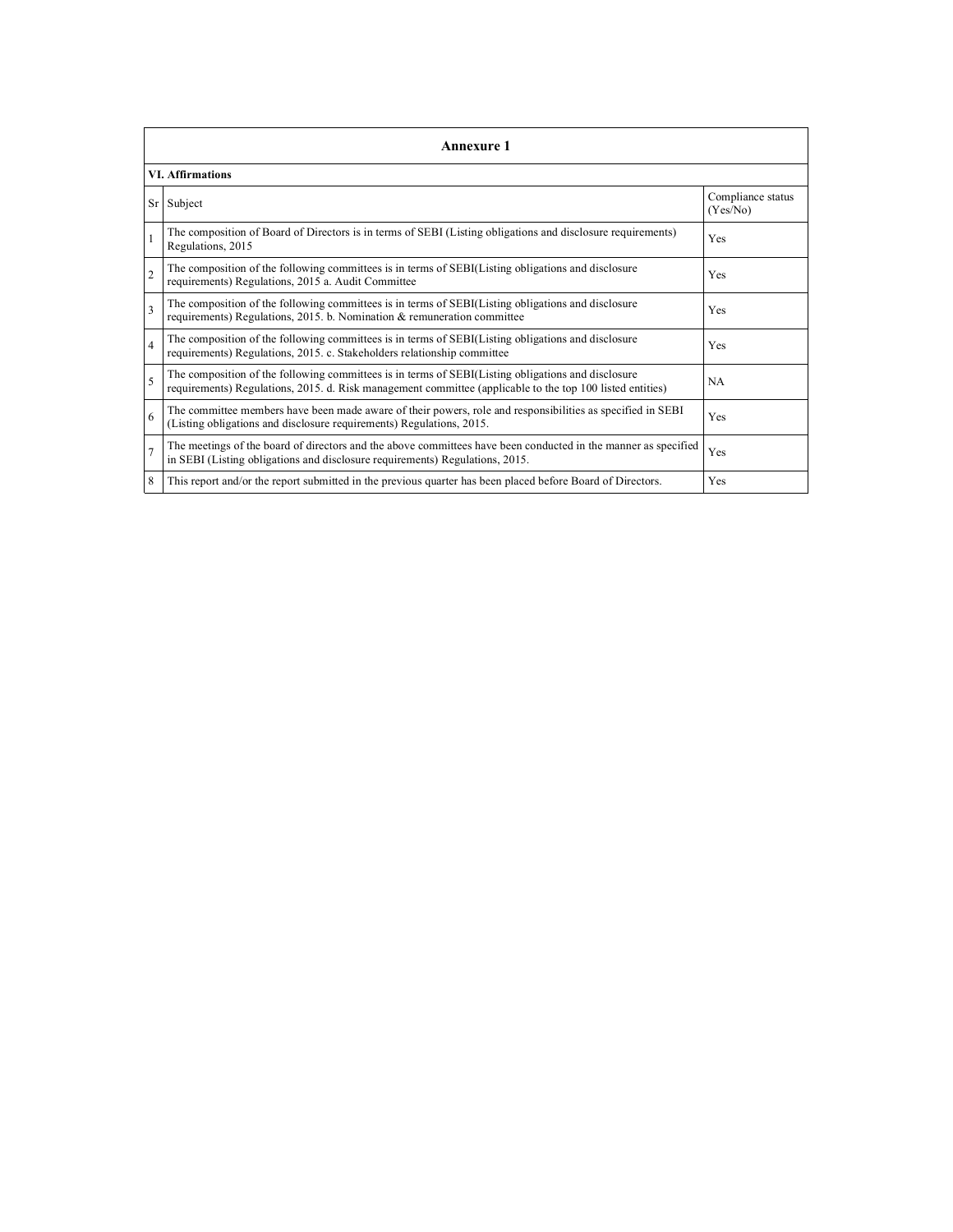| Annexure 1 | | |
|---|---|---|
| **VI. Affirmations** | | |
| Sr | Subject | Compliance status (Yes/No) |
| 1 | The composition of Board of Directors is in terms of SEBI (Listing obligations and disclosure requirements) Regulations, 2015 | Yes |
| 2 | The composition of the following committees is in terms of SEBI(Listing obligations and disclosure requirements) Regulations, 2015 a. Audit Committee | Yes |
| 3 | The composition of the following committees is in terms of SEBI(Listing obligations and disclosure requirements) Regulations, 2015. b. Nomination & remuneration committee | Yes |
| 4 | The composition of the following committees is in terms of SEBI(Listing obligations and disclosure requirements) Regulations, 2015. c. Stakeholders relationship committee | Yes |
| 5 | The composition of the following committees is in terms of SEBI(Listing obligations and disclosure requirements) Regulations, 2015. d. Risk management committee (applicable to the top 100 listed entities) | NA |
| 6 | The committee members have been made aware of their powers, role and responsibilities as specified in SEBI (Listing obligations and disclosure requirements) Regulations, 2015. | Yes |
| 7 | The meetings of the board of directors and the above committees have been conducted in the manner as specified in SEBI (Listing obligations and disclosure requirements) Regulations, 2015. | Yes |
| 8 | This report and/or the report submitted in the previous quarter has been placed before Board of Directors. | Yes |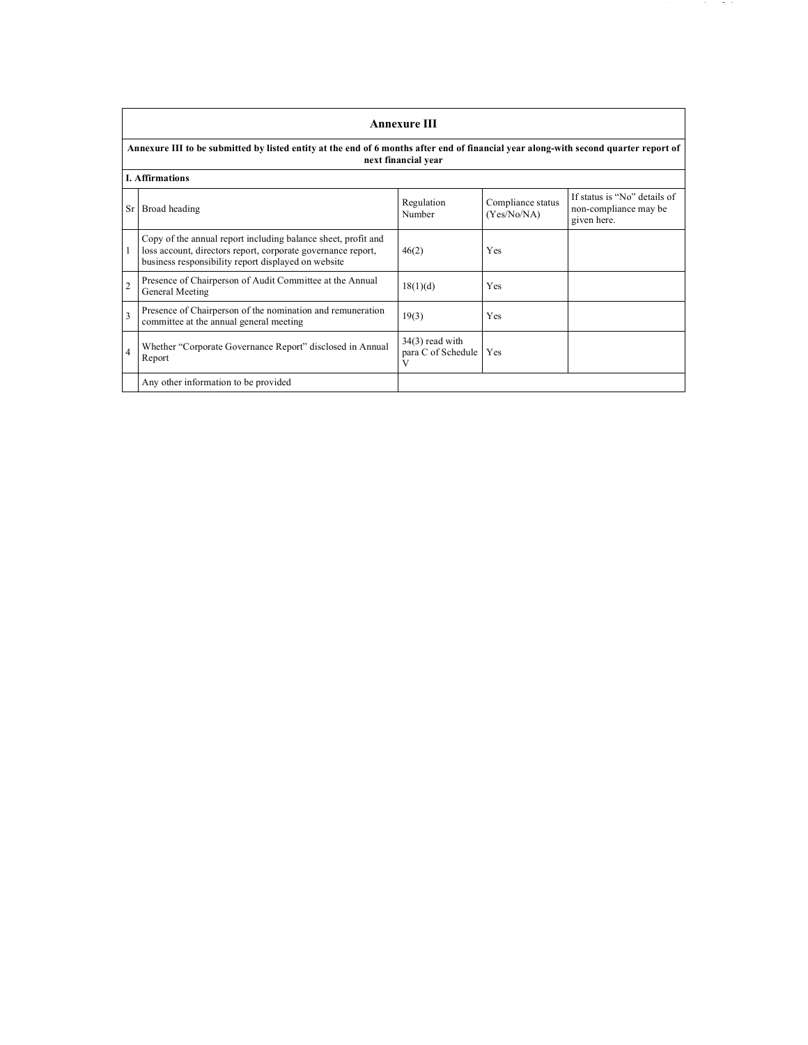## Annexure III

**Annexure III to be submitted by listed entity at the end of 6 months after end of financial year along-with second quarter report of next financial year**

**I. Affirmations**

| Sr | Broad heading | Regulation Number | Compliance status (Yes/No/NA) | If status is "No" details of non-compliance may be given here. |
|---|---|---|---|---|
| 1 | Copy of the annual report including balance sheet, profit and loss account, directors report, corporate governance report, business responsibility report displayed on website | 46(2) | Yes | |
| 2 | Presence of Chairperson of Audit Committee at the Annual General Meeting | 18(1)(d) | Yes | |
| 3 | Presence of Chairperson of the nomination and remuneration committee at the annual general meeting | 19(3) | Yes | |
| 4 | Whether "Corporate Governance Report" disclosed in Annual Report | 34(3) read with para C of Schedule V | Yes | |
| | Any other information to be provided | | | |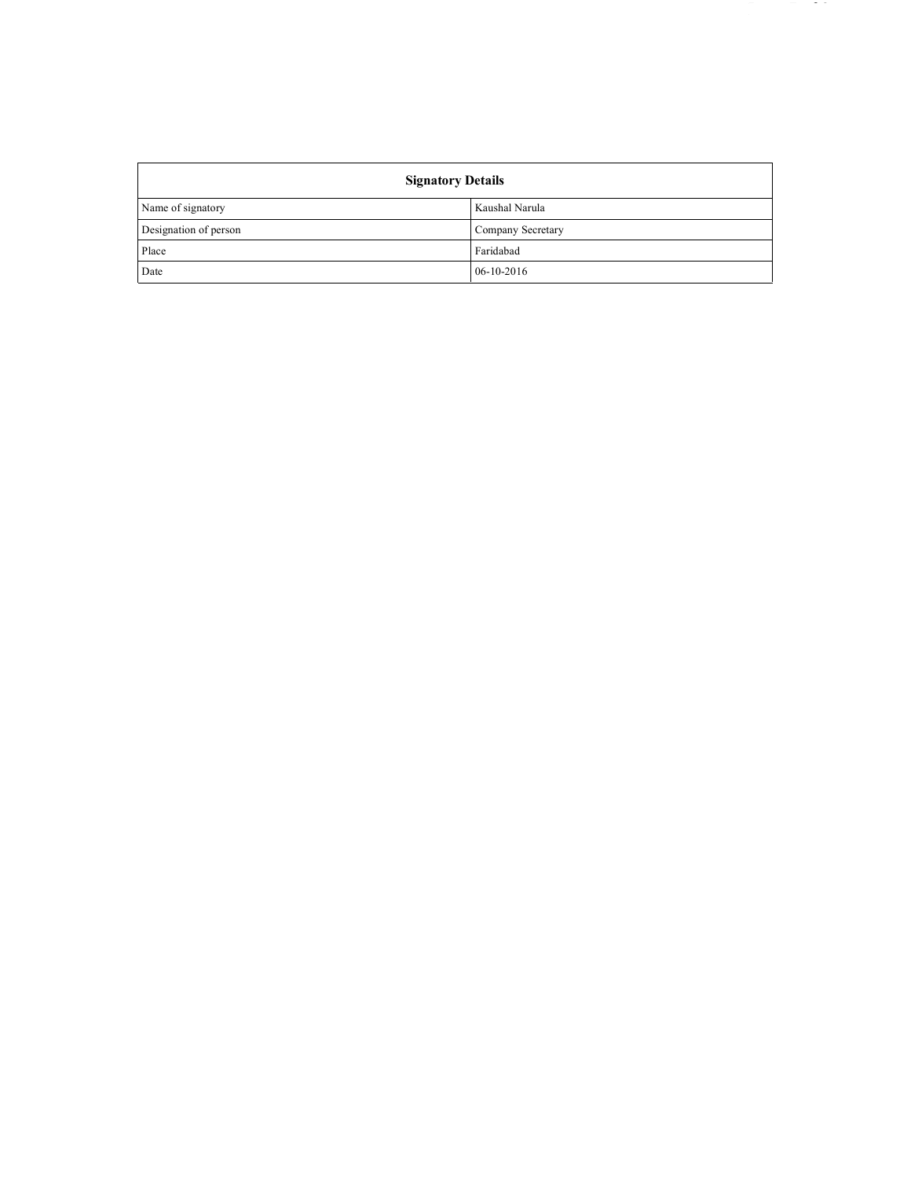| Signatory Details | |
|---|---|
| Name of signatory | Kaushal Narula |
| Designation of person | Company Secretary |
| Place | Faridabad |
| Date | 06-10-2016 |